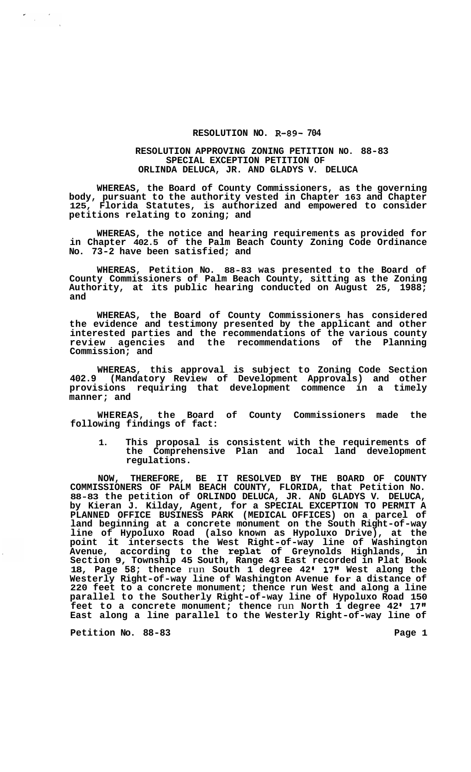# RESOLUTION NO. R-89- 704

## RESOLUTION APPROVING ZONING PETITION NO. 88-83 SPECIAL EXCEPTION PETITION OF ORLINDA DELUCA, JR. AND GLADYS V. DELUCA

**WHEREAS, the Board of County Commissioners, as the governing body, pursuant to the authority vested in Chapter 163 and Chapter 125, Florida Statutes, is authorized and empowered to consider petitions relating to zoning; and**

**WHEREAS, the notice and hearing requirements as provided for in Chapter 402.5 of the Palm Beach County Zoning Code Ordinance No. 73-2 have been satisfied; and**

**WHEREAS, Petition No. 88-83 was presented to the Board of County Commissioners of Palm Beach County, sitting as the Zoning Authority, at its public hearing conducted on August 25, 1988; and**

**WHEREAS, the Board of County Commissioners has considered the evidence and testimony presented by the applicant and other interested parties and the recommendations of the various county review agencies and the recommendations of the Planning Commission; and**

**WHEREAS, this approval is subject to Zoning Code Section 402.9 (Mandatory Review of Development Approvals) and other provisions requiring that development commence in a timely manner; and**

**WHEREAS, the Board of County Commissioners made the following findings of fact:**

1. **This proposal is consistent with the requirements of the Comprehensive Plan and local land development regulations.**

**NOW, THEREFORE, BE IT RESOLVED BY THE BOARD OF COUNTY COMMISSIONERS OF PALM BEACH COUNTY, FLORIDA, that Petition No. 88-83 the petition of ORLINDO DELUCA, JR. AND GLADYS V. DELUCA, by Kieran J. Kilday, Agent, for a SPECIAL EXCEPTION TO PERMIT A PLANNED OFFICE BUSINESS PARK (MEDICAL OFFICES) on a parcel of land beginning at a concrete monument on the South Right-of-way line of Hypoluxo Road (also known as Hypoluxo Drive), at the point it intersects the West Right-of-way line of Washington Avenue, according to the replat of Greynolds Highlands, in Section 9, Township 45 South, Range 43 East recorded in Plat Book 18, Page 58; thence run South 1 degree 42' 17" West along the Westerly Right-of-way line of Washington Avenue for a distance of 220 feet to a concrete monument; thence run West and along a line parallel to the Southerly Right-of-way line of Hypoluxo Road 150 feet to a concrete monument; thence run North 1 degree 42' 17" East along a line parallel to the Westerly Right-of-way line of**

**Petition No. 88-83**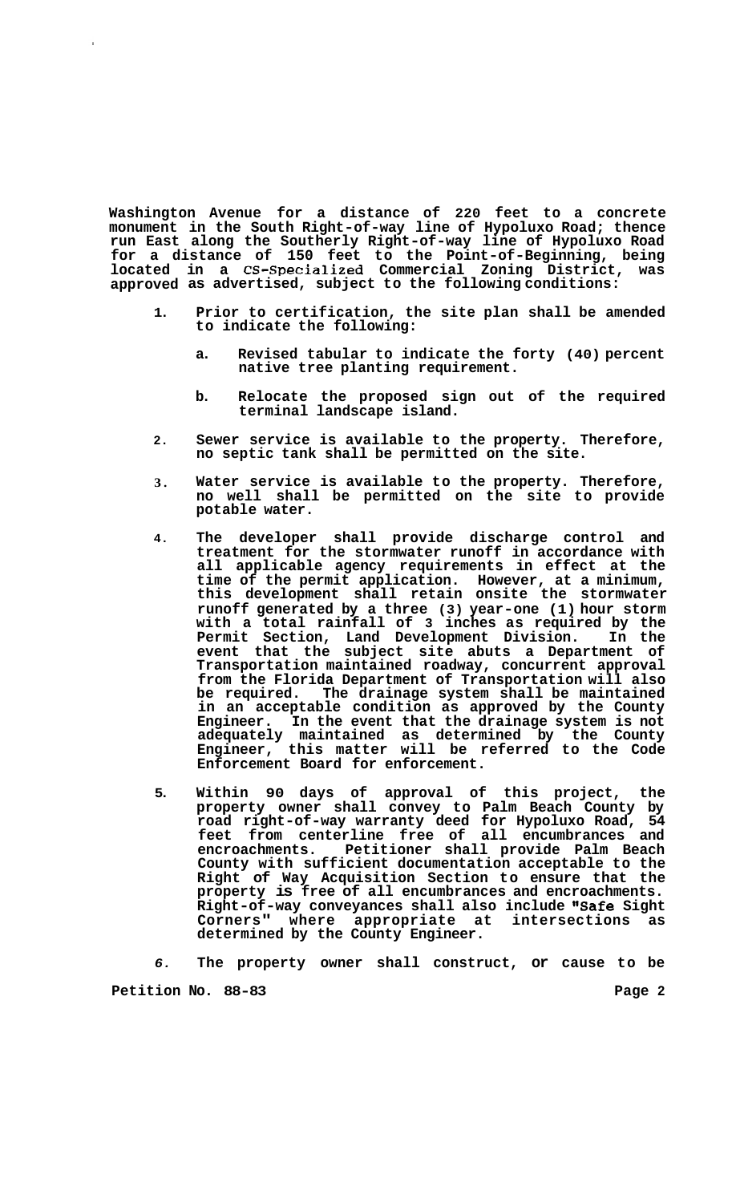**Washington Avenue for a distance of 220 feet to a concrete monument in the South Right-of-way line of Hypoluxo Road; thence run East along the Southerly Right-of-way line of Hypoluxo Road for a distance of 150 feet to the Point-of-Beginning, being located in a CS-Specialized Commercial Zoning District, was approved as advertised, subject to the following conditions:**

1. **Prior to certification, the site plan shall be amended to indicate the following:**

   a. **Revised tabular to indicate the forty (40) percent native tree planting requirement.**

   b. **Relocate the proposed sign out of the required terminal landscape island.**

2. **Sewer service is available to the property. Therefore, no septic tank shall be permitted on the site.**

3. **Water service is available to the property. Therefore, no well shall be permitted on the site to provide potable water.**

4. **The developer shall provide discharge control and treatment for the stormwater runoff in accordance with all applicable agency requirements in effect at the time of the permit application. However, at a minimum, this development shall retain onsite the stormwater runoff generated by a three (3) year-one (1) hour storm with a total rainfall of 3 inches as required by the Permit Section, Land Development Division. In the event that the subject site abuts a Department of Transportation maintained roadway, concurrent approval from the Florida Department of Transportation will also be required. The drainage system shall be maintained in an acceptable condition as approved by the County Engineer. In the event that the drainage system is not adequately maintained as determined by the County Engineer, this matter will be referred to the Code Enforcement Board for enforcement.**

5. **Within 90 days of approval of this project, the property owner shall convey to Palm Beach County by road right-of-way warranty deed for Hypoluxo Road, 54 feet from centerline free of all encumbrances and encroachments. Petitioner shall provide Palm Beach County with sufficient documentation acceptable to the Right of Way Acquisition Section to ensure that the property is free of all encumbrances and encroachments. Right-of-way conveyances shall also include "Safe Sight Corners" where appropriate at intersections as determined by the County Engineer.**

6. **The property owner shall construct, or cause to be**

**Petition No. 88-83**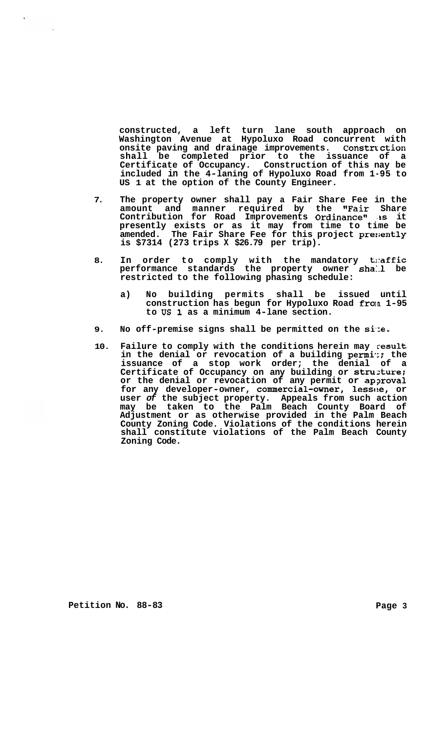**constructed, a left turn lane south approach on Washington Avenue at Hypoluxo Road concurrent with onsite paving and drainage improvements. Construction shall be completed prior to the issuance of a Certificate of Occupancy. Construction of this nay be included in the 4-laning of Hypoluxo Road from 1-95 to US 1 at the option of the County Engineer.**

7. **The property owner shall pay a Fair Share Fee in the amount and manner required by the "Fair Share Contribution for Road Improvements Ordinance" as it presently exists or as it may from time to time be amended. The Fair Share Fee for this project presently is $7314 (273 trips X $26.79 per trip).**

8. **In order to comply with the mandatory traffic performance standards the property owner shall be restricted to the following phasing schedule:**

   a) **No building permits shall be issued until construction has begun for Hypoluxo Road from 1-95 to US 1 as a minimum 4-lane section.**

9. **No off-premise signs shall be permitted on the site.**

10. **Failure to comply with the conditions herein may result in the denial or revocation of a building permit; the issuance of a stop work order; the denial of a Certificate of Occupancy on any building or structure; or the denial or revocation of any permit or approval for any developer-owner, commercial-owner, lessee, or user *of* the subject property. Appeals from such action may be taken to the Palm Beach County Board of Adjustment or as otherwise provided in the Palm Beach County Zoning Code. Violations of the conditions herein shall constitute violations of the Palm Beach County Zoning Code.**

**Petition No. 88-83**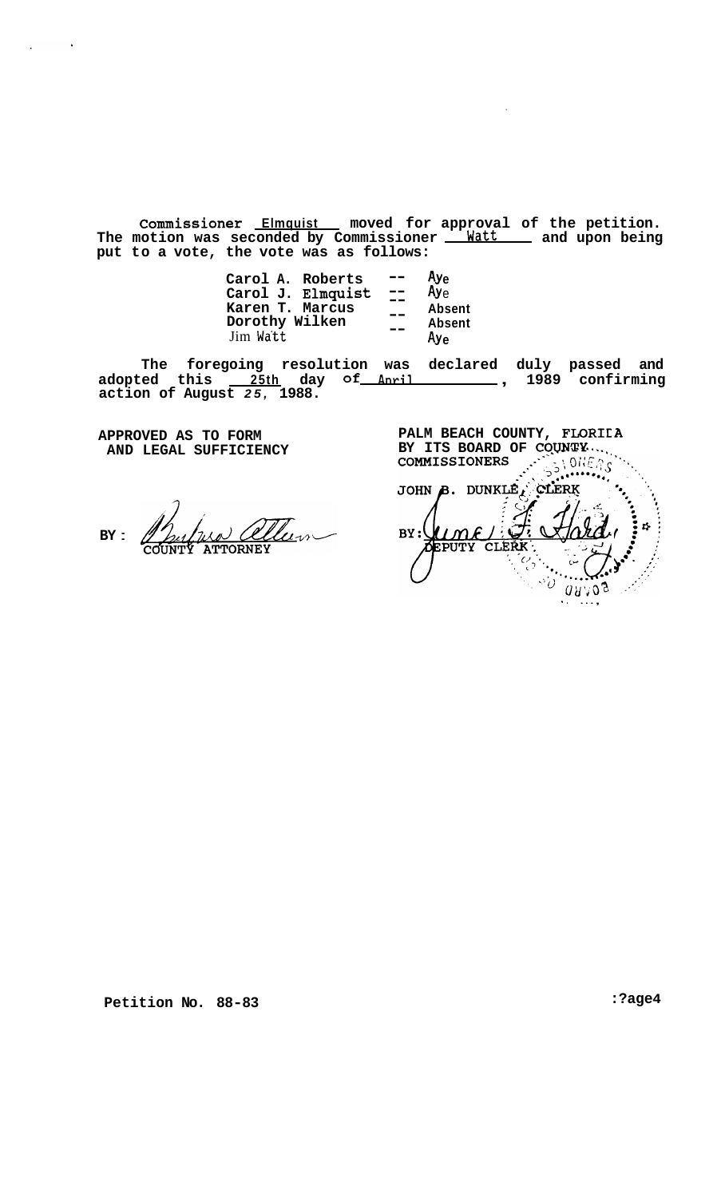Commissioner Elmquist moved for approval of the petition. The motion was seconded by Commissioner Watt and upon being put to a vote, the vote was as follows:

| | | |
|---|---|---|
| Carol A. Roberts | -- | Aye |
| Carol J. Elmquist | -- | Aye |
| Karen T. Marcus | -- | Absent |
| Dorothy Wilken | -- | Absent |
| Jim Watt | -- | Aye |

The foregoing resolution was declared duly passed and adopted this 25th day of April, 1989 confirming action of August 25, 1988.

APPROVED AS TO FORM AND LEGAL SUFFICIENCY

BY: COUNTY ATTORNEY

PALM BEACH COUNTY, FLORIDA BY ITS BOARD OF COUNTY COMMISSIONERS

JOHN B. DUNKLE, CLERK

BY: DEPUTY CLERK

Petition No. 88-83